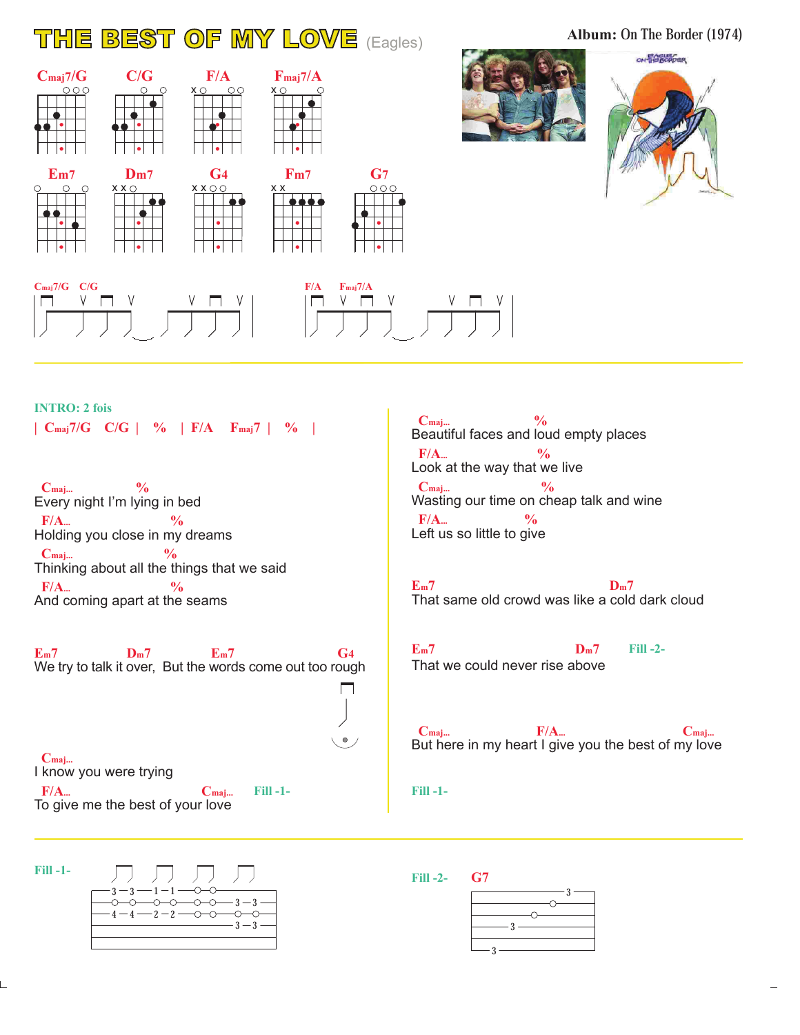# THE BEST OF MY LOVE (Eagles)

**Album:** On The Border (1974)

Cmaj7/G  C/G  F/A  Fmaj7/A

Em7  Dm7  G4  Fm7  G7

Cmaj7/G  C/G  F/A  Fmaj7/A

**INTRO: 2 fois**

| Cmaj7/G  C/G | % | F/A  Fmaj7 | % |

```
Cmaj...                  %
Every night I'm lying in bed
F/A...                   %
Holding you close in my dreams
Cmaj...                  %
Thinking about all the things that we said
F/A...                   %
And coming apart at the seams

Em7             Dm7        Em7                  G4
We try to talk it over,  But the words come out too rough

Cmaj...
I know you were trying
F/A...                        Cmaj...    Fill -1-
To give me the best of your love

Cmaj...                   %
Beautiful faces and loud empty places
F/A...               %
Look at the way that we live
Cmaj...                    %
Wasting our time on cheap talk and wine
F/A...               %
Left us so little to give

Em7                                Dm7
That same old crowd was like a cold dark cloud

Em7                        Dm7     Fill -2-
That we could never rise above

Cmaj...                F/A...                   Cmaj...
But here in my heart I give you the best of my love

Fill -1-
```

**Fill -1-**

```
---3---3---1---1---o---o-----------
---o---o---o---o---o---o---3---3---
---4---4---2---2---o---o-----------
---------------------------3---3---
-----------------------------------
-----------------------------------
```

**Fill -2-** G7

```
-----------3---
--------o------
------o--------
----3----------
---------------
--3------------
```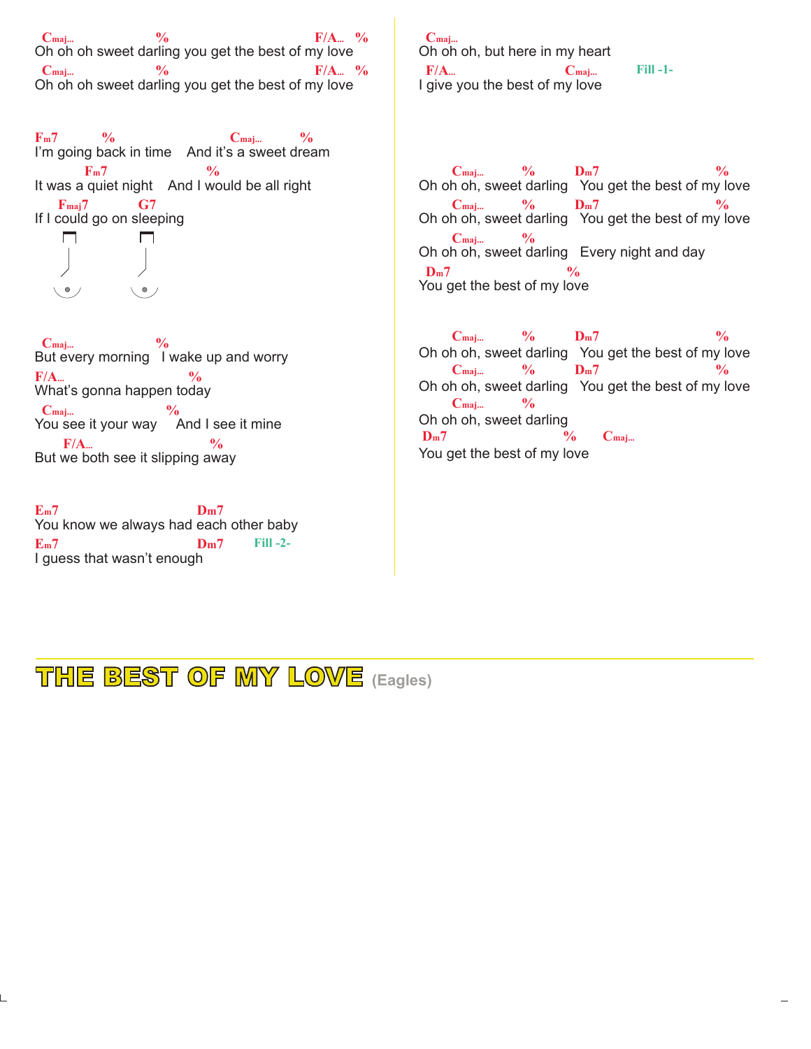Cmaj... % F/A... %
Oh oh oh sweet darling you get the best of my love
Cmaj... % F/A... %
Oh oh oh sweet darling you get the best of my love

Fm7 % Cmaj... %
I'm going back in time And it's a sweet dream
Fm7 %
It was a quiet night And I would be all right
Fmaj7 G7
If I could go on sleeping

Cmaj... %
But every morning I wake up and worry
F/A... %
What's gonna happen today
Cmaj... %
You see it your way And I see it mine
F/A... %
But we both see it slipping away

Em7 Dm7
You know we always had each other baby
Em7 Dm7 Fill -2-
I guess that wasn't enough

Cmaj...
Oh oh oh, but here in my heart
F/A... Cmaj... Fill -1-
I give you the best of my love

Cmaj... % Dm7 %
Oh oh oh, sweet darling You get the best of my love
Cmaj... % Dm7 %
Oh oh oh, sweet darling You get the best of my love
Cmaj... %
Oh oh oh, sweet darling Every night and day
Dm7 %
You get the best of my love

Cmaj... % Dm7 %
Oh oh oh, sweet darling You get the best of my love
Cmaj... % Dm7 %
Oh oh oh, sweet darling You get the best of my love
Cmaj... %
Oh oh oh, sweet darling
Dm7 % Cmaj...
You get the best of my love

# THE BEST OF MY LOVE (Eagles)